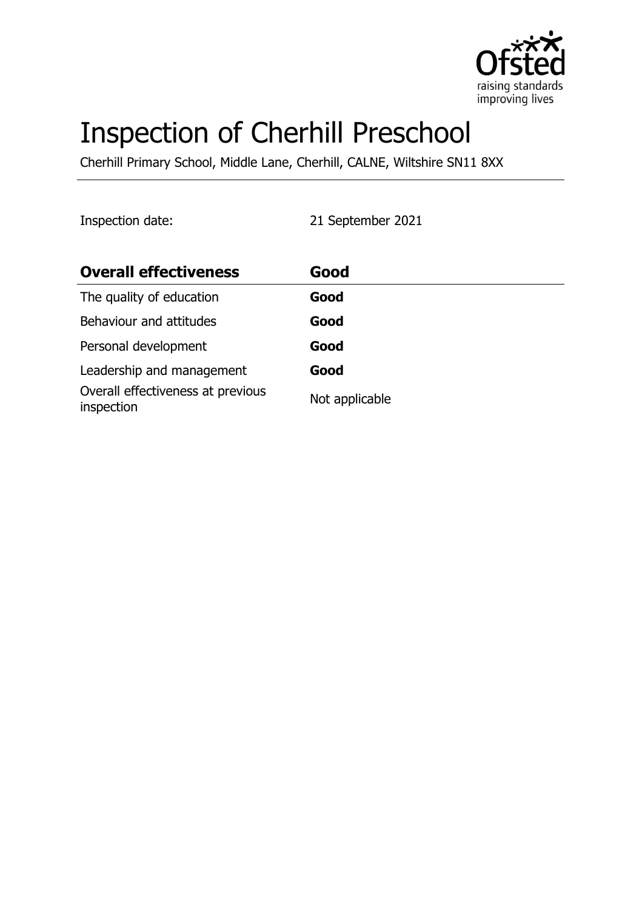# Inspection of Cherhill Preschool

Cherhill Primary School, Middle Lane, Cherhill, CALNE, Wiltshire SN11 8XX

Inspection date: 21 September 2021

| **Overall effectiveness** | **Good** |
|---|---|
| The quality of education | **Good** |
| Behaviour and attitudes | **Good** |
| Personal development | **Good** |
| Leadership and management | **Good** |
| Overall effectiveness at previous inspection | Not applicable |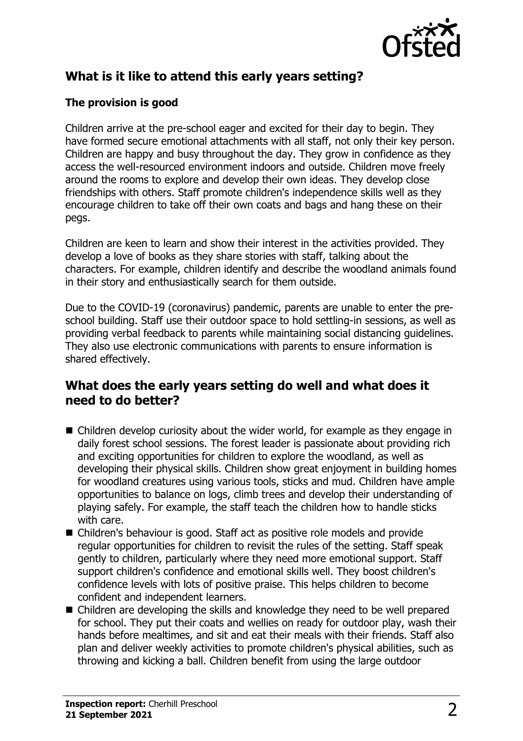## What is it like to attend this early years setting?

### The provision is good

Children arrive at the pre-school eager and excited for their day to begin. They have formed secure emotional attachments with all staff, not only their key person. Children are happy and busy throughout the day. They grow in confidence as they access the well-resourced environment indoors and outside. Children move freely around the rooms to explore and develop their own ideas. They develop close friendships with others. Staff promote children's independence skills well as they encourage children to take off their own coats and bags and hang these on their pegs.

Children are keen to learn and show their interest in the activities provided. They develop a love of books as they share stories with staff, talking about the characters. For example, children identify and describe the woodland animals found in their story and enthusiastically search for them outside.

Due to the COVID-19 (coronavirus) pandemic, parents are unable to enter the pre-school building. Staff use their outdoor space to hold settling-in sessions, as well as providing verbal feedback to parents while maintaining social distancing guidelines. They also use electronic communications with parents to ensure information is shared effectively.

## What does the early years setting do well and what does it need to do better?

- Children develop curiosity about the wider world, for example as they engage in daily forest school sessions. The forest leader is passionate about providing rich and exciting opportunities for children to explore the woodland, as well as developing their physical skills. Children show great enjoyment in building homes for woodland creatures using various tools, sticks and mud. Children have ample opportunities to balance on logs, climb trees and develop their understanding of playing safely. For example, the staff teach the children how to handle sticks with care.
- Children's behaviour is good. Staff act as positive role models and provide regular opportunities for children to revisit the rules of the setting. Staff speak gently to children, particularly where they need more emotional support. Staff support children's confidence and emotional skills well. They boost children's confidence levels with lots of positive praise. This helps children to become confident and independent learners.
- Children are developing the skills and knowledge they need to be well prepared for school. They put their coats and wellies on ready for outdoor play, wash their hands before mealtimes, and sit and eat their meals with their friends. Staff also plan and deliver weekly activities to promote children's physical abilities, such as throwing and kicking a ball. Children benefit from using the large outdoor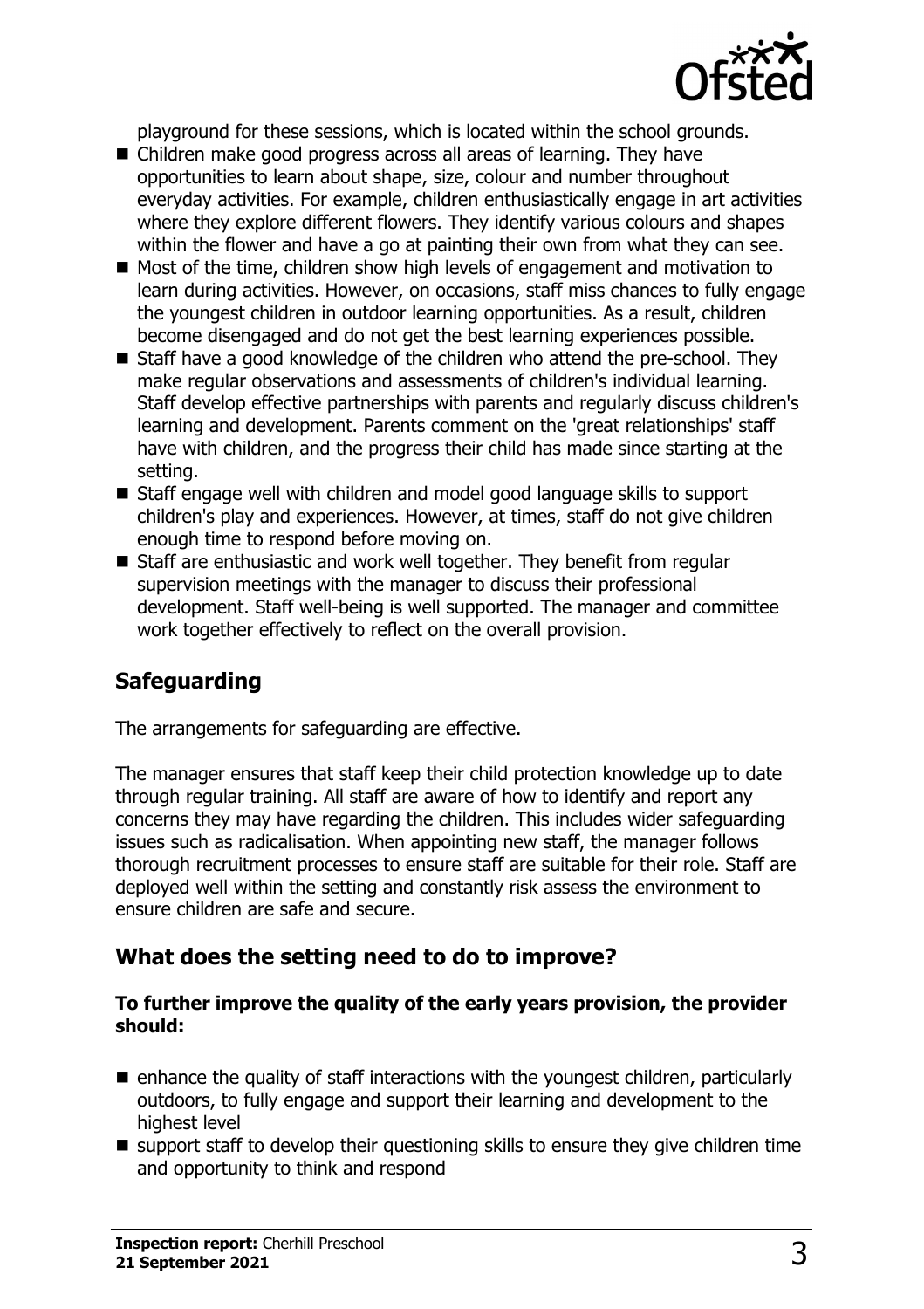playground for these sessions, which is located within the school grounds.

- Children make good progress across all areas of learning. They have opportunities to learn about shape, size, colour and number throughout everyday activities. For example, children enthusiastically engage in art activities where they explore different flowers. They identify various colours and shapes within the flower and have a go at painting their own from what they can see.
- Most of the time, children show high levels of engagement and motivation to learn during activities. However, on occasions, staff miss chances to fully engage the youngest children in outdoor learning opportunities. As a result, children become disengaged and do not get the best learning experiences possible.
- Staff have a good knowledge of the children who attend the pre-school. They make regular observations and assessments of children's individual learning. Staff develop effective partnerships with parents and regularly discuss children's learning and development. Parents comment on the 'great relationships' staff have with children, and the progress their child has made since starting at the setting.
- Staff engage well with children and model good language skills to support children's play and experiences. However, at times, staff do not give children enough time to respond before moving on.
- Staff are enthusiastic and work well together. They benefit from regular supervision meetings with the manager to discuss their professional development. Staff well-being is well supported. The manager and committee work together effectively to reflect on the overall provision.

## Safeguarding

The arrangements for safeguarding are effective.

The manager ensures that staff keep their child protection knowledge up to date through regular training. All staff are aware of how to identify and report any concerns they may have regarding the children. This includes wider safeguarding issues such as radicalisation. When appointing new staff, the manager follows thorough recruitment processes to ensure staff are suitable for their role. Staff are deployed well within the setting and constantly risk assess the environment to ensure children are safe and secure.

## What does the setting need to do to improve?

**To further improve the quality of the early years provision, the provider should:**

- enhance the quality of staff interactions with the youngest children, particularly outdoors, to fully engage and support their learning and development to the highest level
- support staff to develop their questioning skills to ensure they give children time and opportunity to think and respond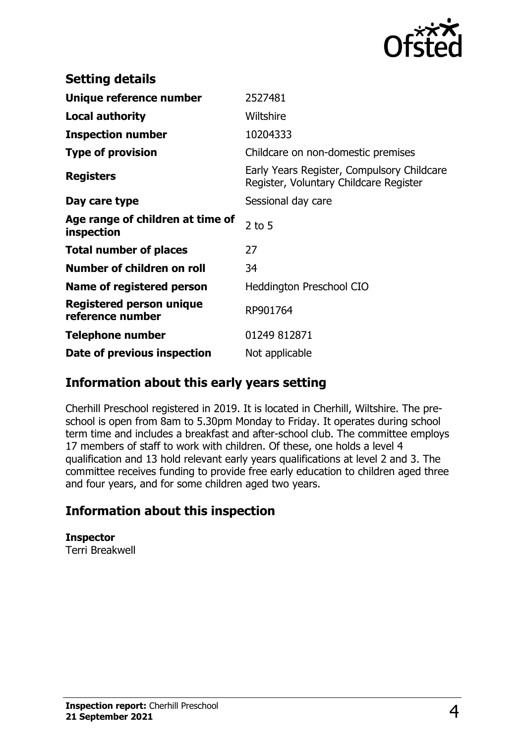## Setting details

| | |
|---|---|
| **Unique reference number** | 2527481 |
| **Local authority** | Wiltshire |
| **Inspection number** | 10204333 |
| **Type of provision** | Childcare on non-domestic premises |
| **Registers** | Early Years Register, Compulsory Childcare Register, Voluntary Childcare Register |
| **Day care type** | Sessional day care |
| **Age range of children at time of inspection** | 2 to 5 |
| **Total number of places** | 27 |
| **Number of children on roll** | 34 |
| **Name of registered person** | Heddington Preschool CIO |
| **Registered person unique reference number** | RP901764 |
| **Telephone number** | 01249 812871 |
| **Date of previous inspection** | Not applicable |

## Information about this early years setting

Cherhill Preschool registered in 2019. It is located in Cherhill, Wiltshire. The pre-school is open from 8am to 5.30pm Monday to Friday. It operates during school term time and includes a breakfast and after-school club. The committee employs 17 members of staff to work with children. Of these, one holds a level 4 qualification and 13 hold relevant early years qualifications at level 2 and 3. The committee receives funding to provide free early education to children aged three and four years, and for some children aged two years.

## Information about this inspection

**Inspector**
Terri Breakwell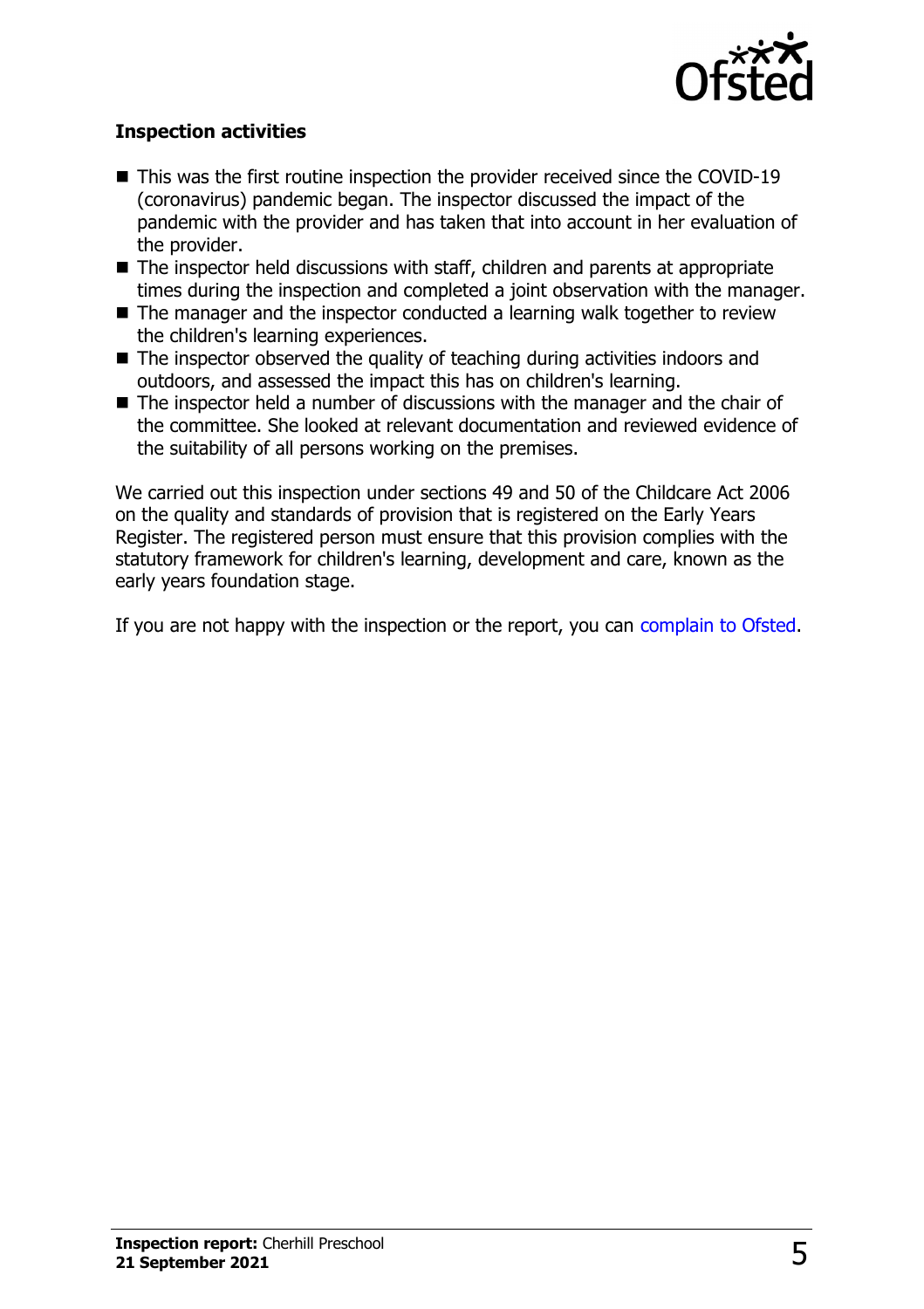### Inspection activities

- This was the first routine inspection the provider received since the COVID-19 (coronavirus) pandemic began. The inspector discussed the impact of the pandemic with the provider and has taken that into account in her evaluation of the provider.
- The inspector held discussions with staff, children and parents at appropriate times during the inspection and completed a joint observation with the manager.
- The manager and the inspector conducted a learning walk together to review the children's learning experiences.
- The inspector observed the quality of teaching during activities indoors and outdoors, and assessed the impact this has on children's learning.
- The inspector held a number of discussions with the manager and the chair of the committee. She looked at relevant documentation and reviewed evidence of the suitability of all persons working on the premises.

We carried out this inspection under sections 49 and 50 of the Childcare Act 2006 on the quality and standards of provision that is registered on the Early Years Register. The registered person must ensure that this provision complies with the statutory framework for children's learning, development and care, known as the early years foundation stage.

If you are not happy with the inspection or the report, you can complain to Ofsted.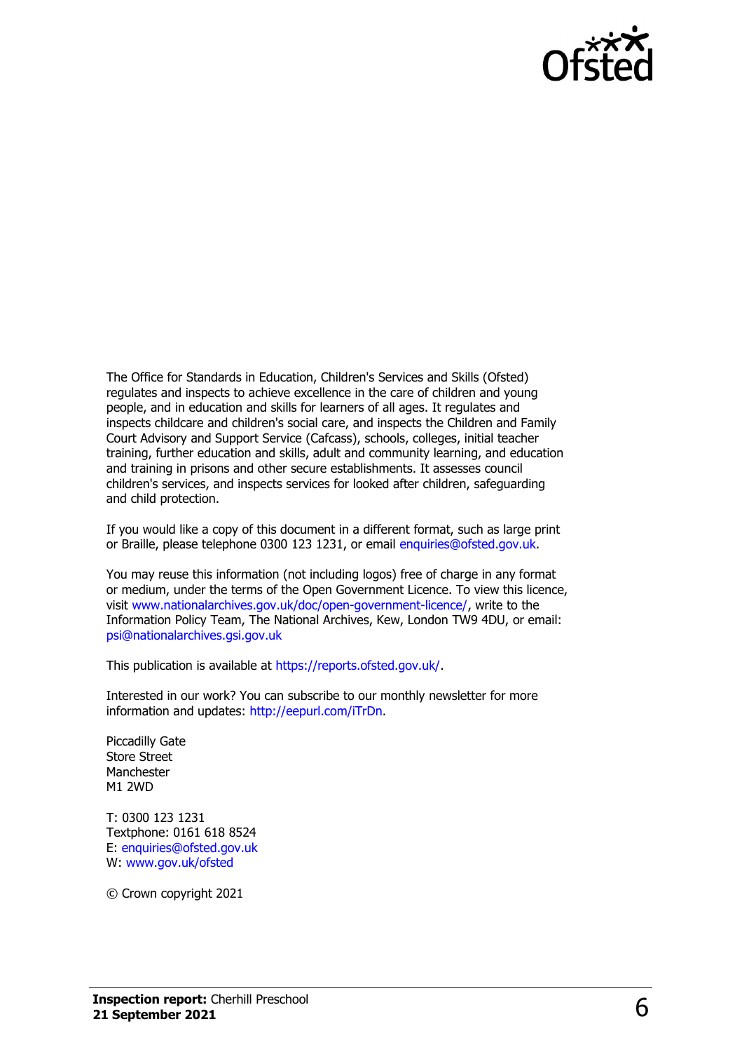The Office for Standards in Education, Children's Services and Skills (Ofsted) regulates and inspects to achieve excellence in the care of children and young people, and in education and skills for learners of all ages. It regulates and inspects childcare and children's social care, and inspects the Children and Family Court Advisory and Support Service (Cafcass), schools, colleges, initial teacher training, further education and skills, adult and community learning, and education and training in prisons and other secure establishments. It assesses council children's services, and inspects services for looked after children, safeguarding and child protection.

If you would like a copy of this document in a different format, such as large print or Braille, please telephone 0300 123 1231, or email enquiries@ofsted.gov.uk.

You may reuse this information (not including logos) free of charge in any format or medium, under the terms of the Open Government Licence. To view this licence, visit www.nationalarchives.gov.uk/doc/open-government-licence/, write to the Information Policy Team, The National Archives, Kew, London TW9 4DU, or email: psi@nationalarchives.gsi.gov.uk

This publication is available at https://reports.ofsted.gov.uk/.

Interested in our work? You can subscribe to our monthly newsletter for more information and updates: http://eepurl.com/iTrDn.

Piccadilly Gate
Store Street
Manchester
M1 2WD

T: 0300 123 1231
Textphone: 0161 618 8524
E: enquiries@ofsted.gov.uk
W: www.gov.uk/ofsted

© Crown copyright 2021